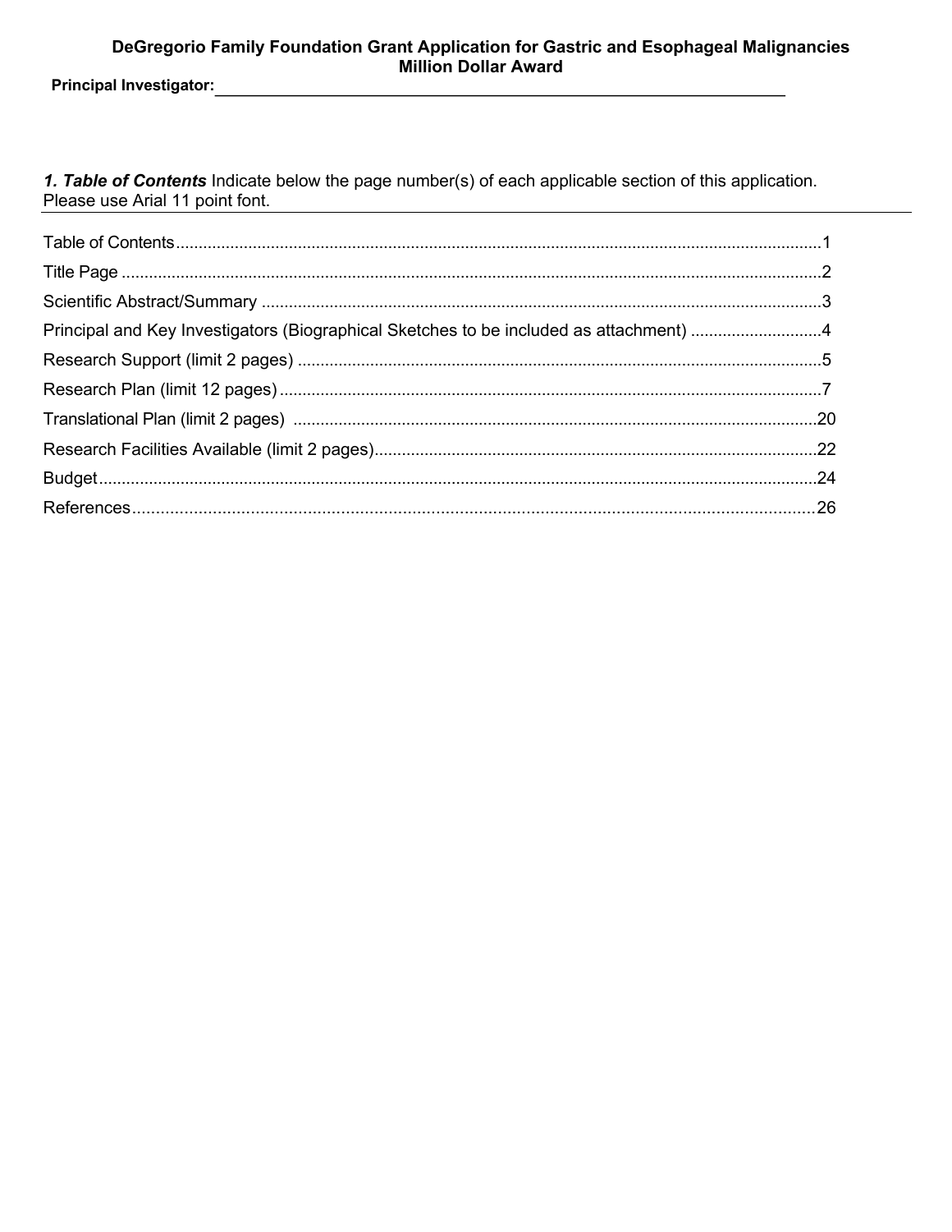**DeGregorio Family Foundation Grant Application for Gastric and Esophageal Malignancies**
**Million Dollar Award**

**Principal Investigator:**\_\_\_\_\_\_\_\_\_\_\_\_\_\_\_\_\_\_\_\_\_\_\_\_\_\_\_\_\_\_\_\_\_\_\_\_\_\_\_\_\_\_\_\_\_\_\_\_\_\_\_\_\_\_\_\_\_\_\_\_\_\_\_\_

***1. Table of Contents*** Indicate below the page number(s) of each applicable section of this application. Please use Arial 11 point font.

---

Table of Contents........................................................................................................................................1

Title Page ....................................................................................................................................................2

Scientific Abstract/Summary ......................................................................................................................3

Principal and Key Investigators (Biographical Sketches to be included as attachment) ............................4

Research Support (limit 2 pages) ...............................................................................................................5

Research Plan (limit 12 pages) ...................................................................................................................7

Translational Plan (limit 2 pages) ..............................................................................................................20

Research Facilities Available (limit 2 pages).............................................................................................22

Budget........................................................................................................................................................24

References..................................................................................................................................................26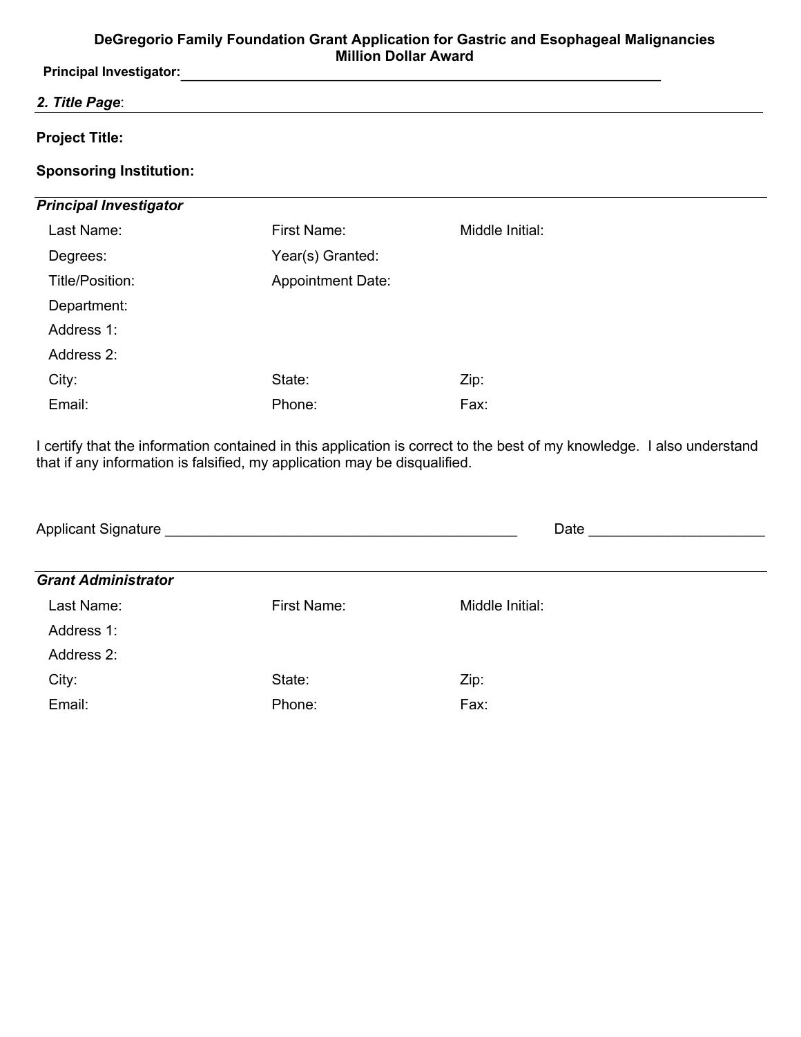**DeGregorio Family Foundation Grant Application for Gastric and Esophageal Malignancies**
**Million Dollar Award**

**Principal Investigator:**_______________________________________________________________

***2. Title Page***:

---

**Project Title:**

**Sponsoring Institution:**

---

***Principal Investigator***

| | | |
|---|---|---|
| Last Name: | First Name: | Middle Initial: |
| Degrees: | Year(s) Granted: | |
| Title/Position: | Appointment Date: | |
| Department: | | |
| Address 1: | | |
| Address 2: | | |
| City: | State: | Zip: |
| Email: | Phone: | Fax: |

I certify that the information contained in this application is correct to the best of my knowledge. I also understand that if any information is falsified, my application may be disqualified.

Applicant Signature _____________________________________________ Date _____________________

---

***Grant Administrator***

| | | |
|---|---|---|
| Last Name: | First Name: | Middle Initial: |
| Address 1: | | |
| Address 2: | | |
| City: | State: | Zip: |
| Email: | Phone: | Fax: |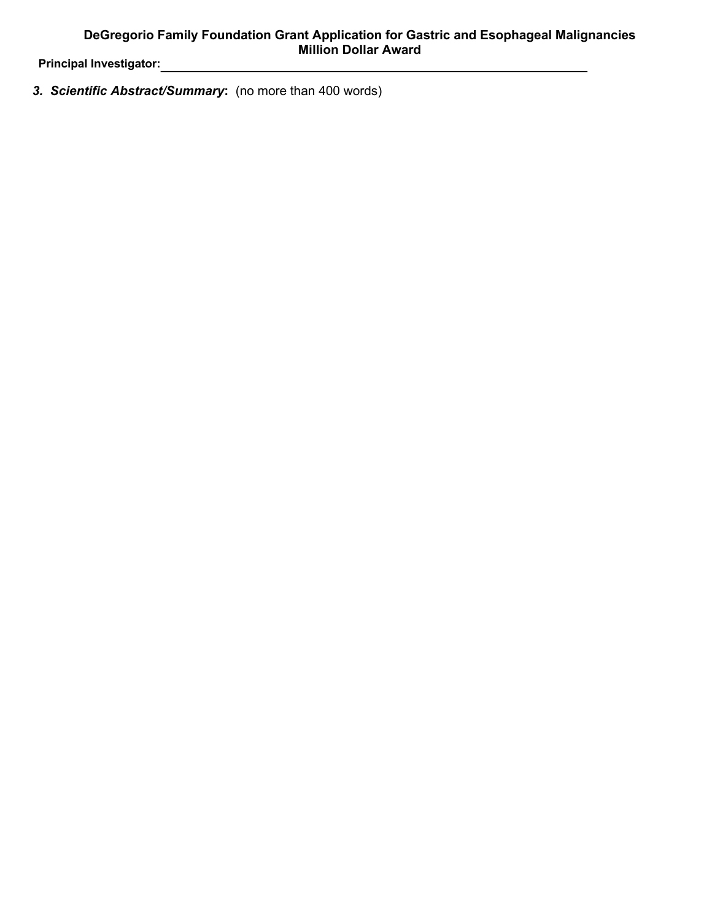**DeGregorio Family Foundation Grant Application for Gastric and Esophageal Malignancies**
**Million Dollar Award**

**Principal Investigator:**\_\_\_\_\_\_\_\_\_\_\_\_\_\_\_\_\_\_\_\_\_\_\_\_\_\_\_\_\_\_\_\_\_\_\_\_\_\_\_\_\_\_\_\_\_\_\_\_\_\_\_\_\_\_\_\_\_\_\_\_\_\_

***3. Scientific Abstract/Summary*****:** (no more than 400 words)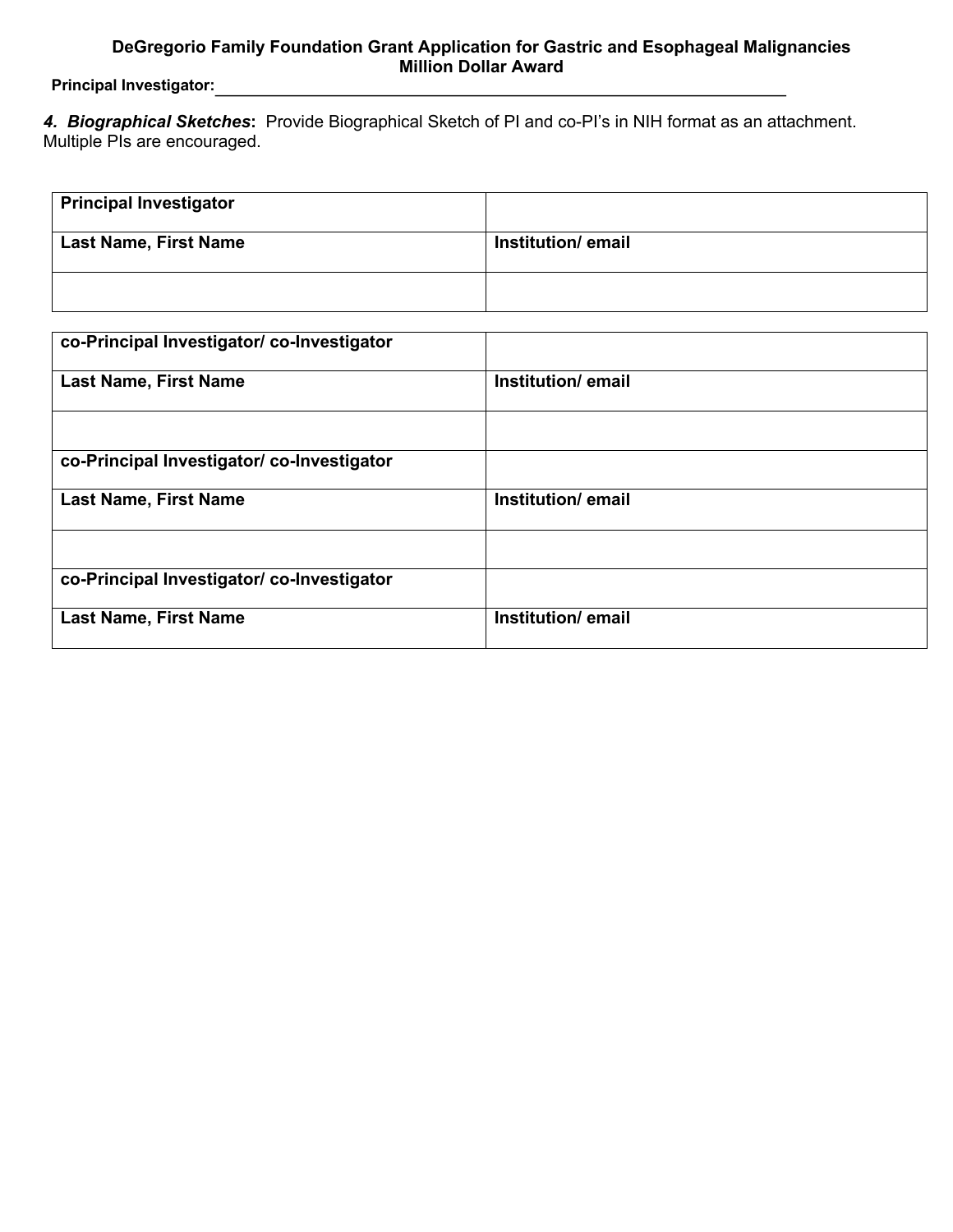**DeGregorio Family Foundation Grant Application for Gastric and Esophageal Malignancies**
**Million Dollar Award**

**Principal Investigator:**\_\_\_\_\_\_\_\_\_\_\_\_\_\_\_\_\_\_\_\_\_\_\_\_\_\_\_\_\_\_\_\_\_\_\_\_\_\_\_\_\_\_\_\_\_\_\_\_\_\_\_\_\_\_\_\_\_\_\_\_\_\_\_\_

***4. Biographical Sketches*****:** Provide Biographical Sketch of PI and co-PI's in NIH format as an attachment. Multiple PIs are encouraged.

| **Principal Investigator** | |
|---|---|
| **Last Name, First Name** | **Institution/ email** |
| | |

| **co-Principal Investigator/ co-Investigator** | |
|---|---|
| **Last Name, First Name** | **Institution/ email** |
| | |
| **co-Principal Investigator/ co-Investigator** | |
| **Last Name, First Name** | **Institution/ email** |
| | |
| **co-Principal Investigator/ co-Investigator** | |
| **Last Name, First Name** | **Institution/ email** |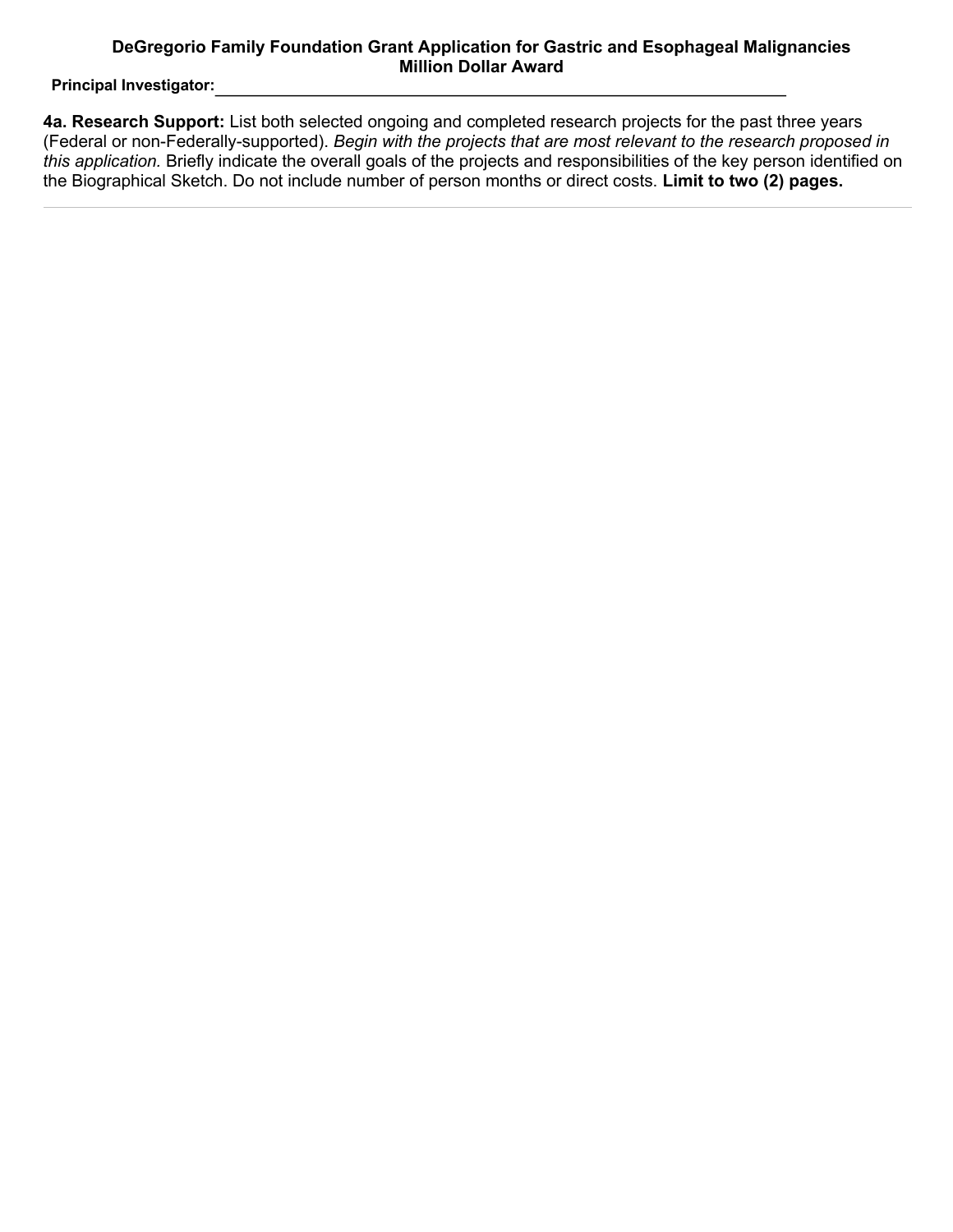**DeGregorio Family Foundation Grant Application for Gastric and Esophageal Malignancies**
**Million Dollar Award**

**Principal Investigator:**\_\_\_\_\_\_\_\_\_\_\_\_\_\_\_\_\_\_\_\_\_\_\_\_\_\_\_\_\_\_\_\_\_\_\_\_\_\_\_\_\_\_\_\_\_\_\_\_\_\_\_\_\_\_\_\_\_\_\_\_\_\_\_\_

**4a. Research Support:** List both selected ongoing and completed research projects for the past three years (Federal or non-Federally-supported). *Begin with the projects that are most relevant to the research proposed in this application.* Briefly indicate the overall goals of the projects and responsibilities of the key person identified on the Biographical Sketch. Do not include number of person months or direct costs. **Limit to two (2) pages.**

---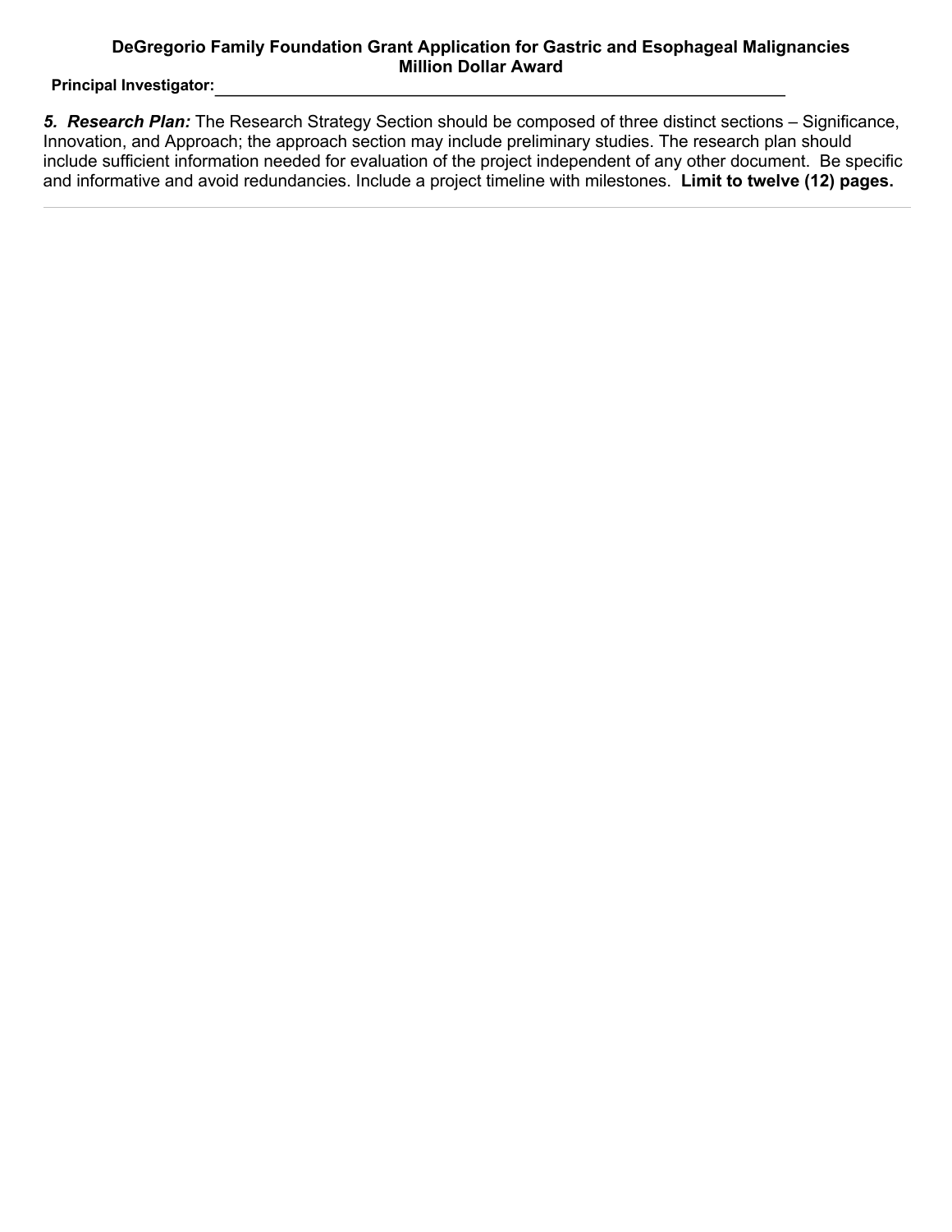**DeGregorio Family Foundation Grant Application for Gastric and Esophageal Malignancies**
**Million Dollar Award**

**Principal Investigator:**\_\_\_\_\_\_\_\_\_\_\_\_\_\_\_\_\_\_\_\_\_\_\_\_\_\_\_\_\_\_\_\_\_\_\_\_\_\_\_\_\_\_\_\_\_\_\_\_\_\_\_\_\_\_\_\_

***5. Research Plan:*** The Research Strategy Section should be composed of three distinct sections – Significance, Innovation, and Approach; the approach section may include preliminary studies. The research plan should include sufficient information needed for evaluation of the project independent of any other document. Be specific and informative and avoid redundancies. Include a project timeline with milestones. **Limit to twelve (12) pages.**

---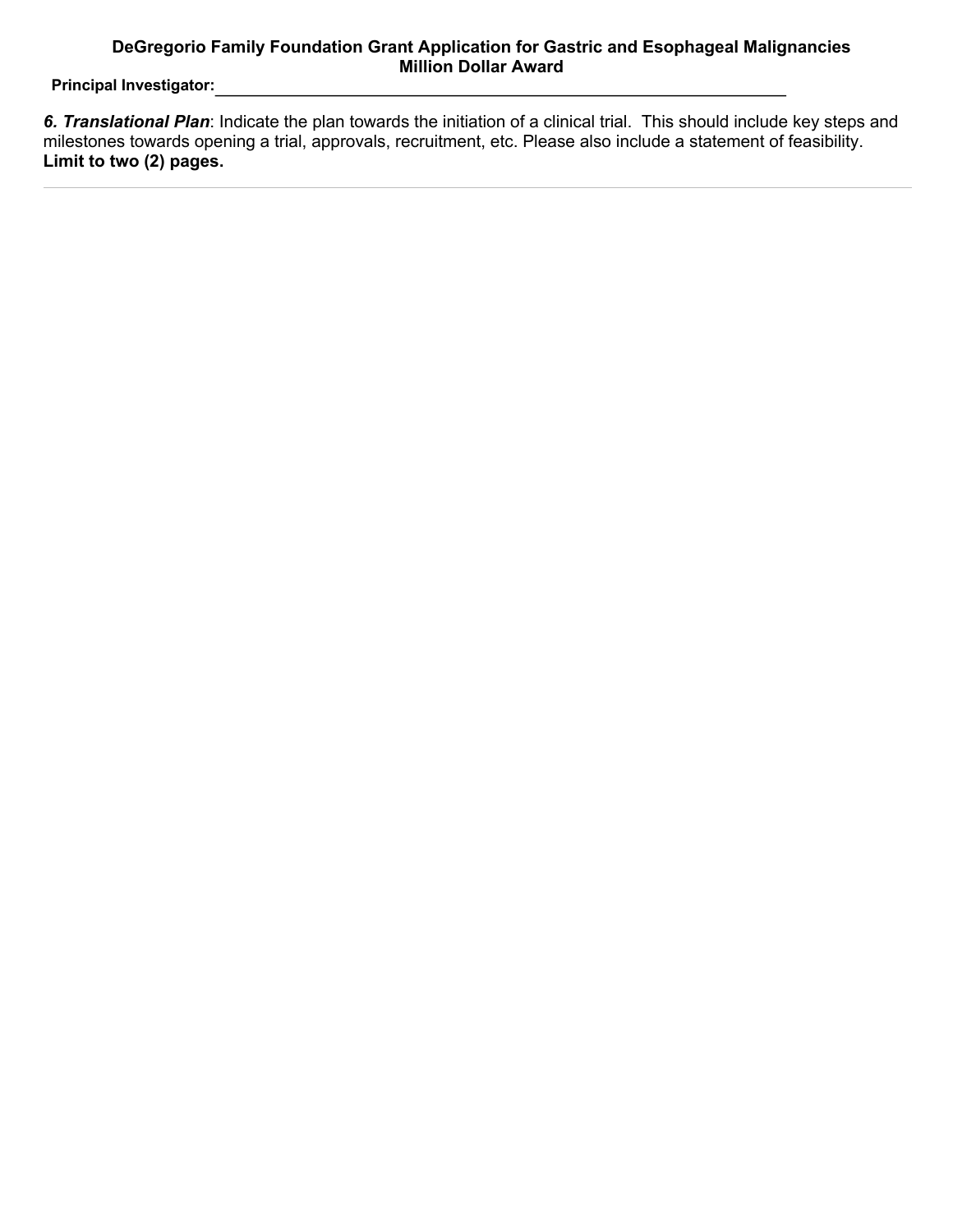**DeGregorio Family Foundation Grant Application for Gastric and Esophageal Malignancies**
**Million Dollar Award**

**Principal Investigator:**______________________________________________________________

***6. Translational Plan***: Indicate the plan towards the initiation of a clinical trial. This should include key steps and milestones towards opening a trial, approvals, recruitment, etc. Please also include a statement of feasibility. **Limit to two (2) pages.**

---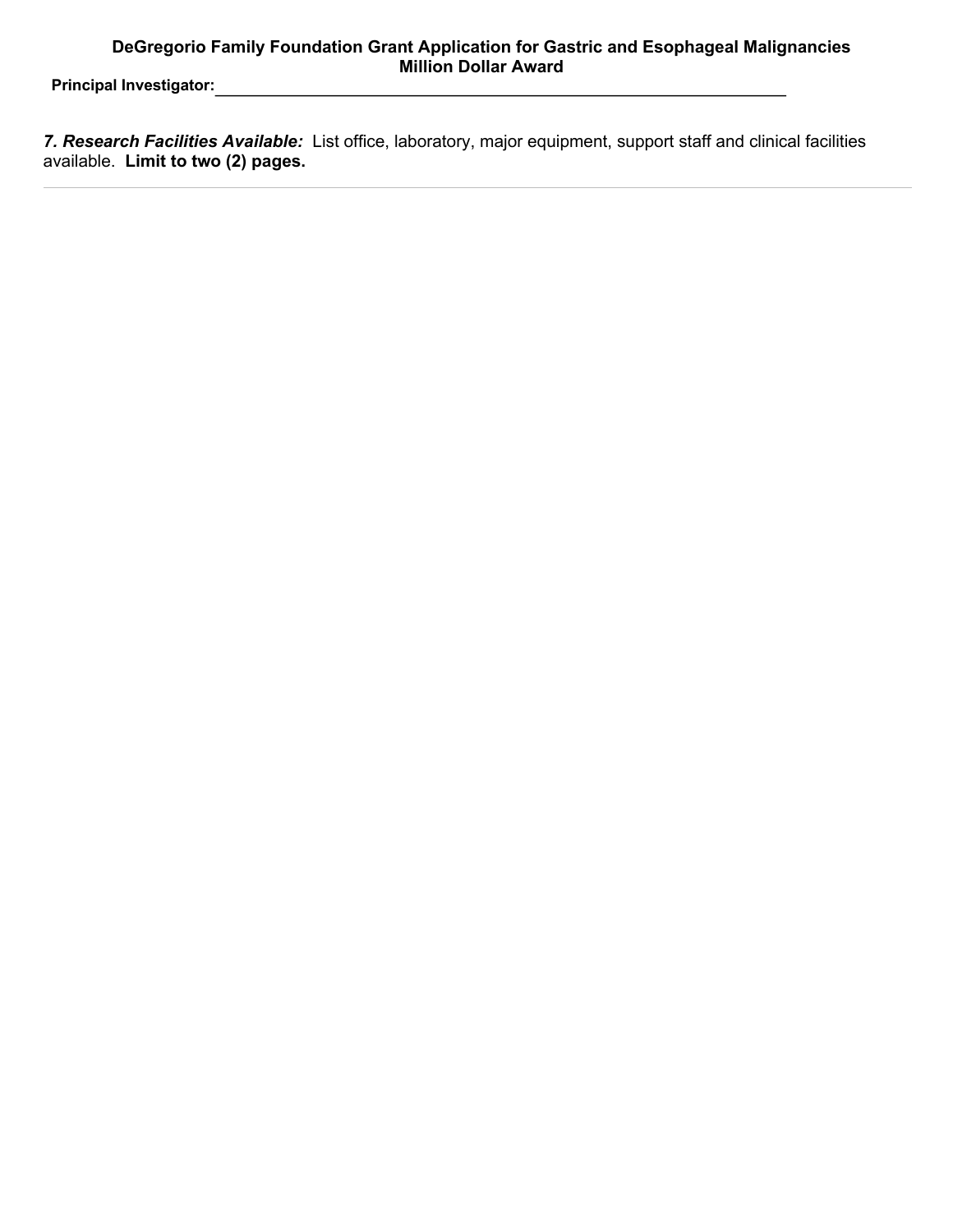**DeGregorio Family Foundation Grant Application for Gastric and Esophageal Malignancies**
**Million Dollar Award**

**Principal Investigator:**\_\_\_\_\_\_\_\_\_\_\_\_\_\_\_\_\_\_\_\_\_\_\_\_\_\_\_\_\_\_\_\_\_\_\_\_\_\_\_\_\_\_\_\_\_\_\_\_\_\_\_\_\_\_\_\_\_\_\_\_

***7. Research Facilities Available:*** List office, laboratory, major equipment, support staff and clinical facilities available. **Limit to two (2) pages.**

---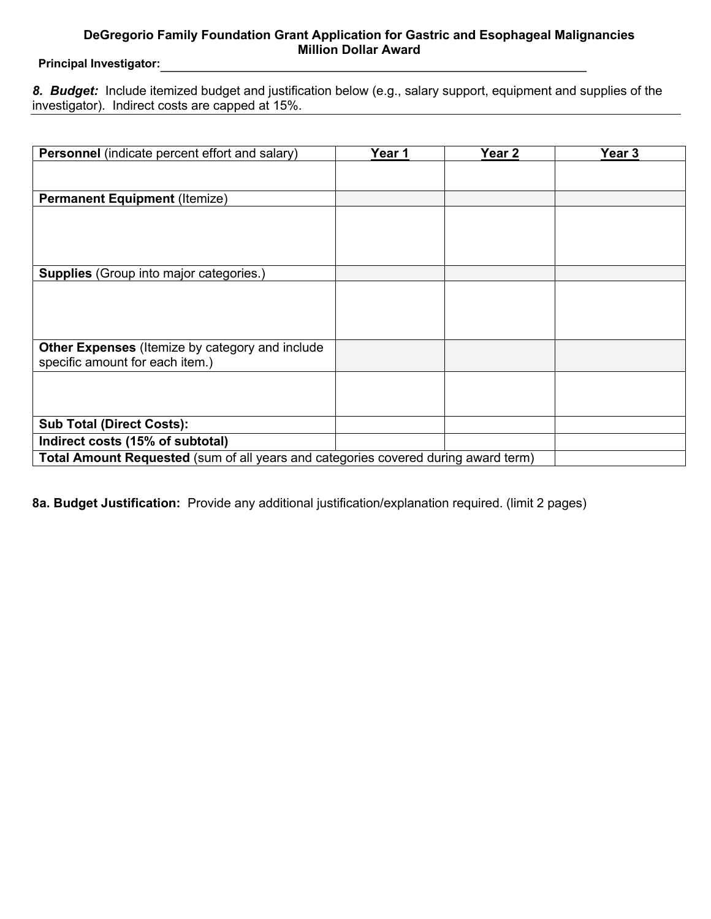**DeGregorio Family Foundation Grant Application for Gastric and Esophageal Malignancies**
**Million Dollar Award**

**Principal Investigator:** ______________________________________________

***8. Budget:*** Include itemized budget and justification below (e.g., salary support, equipment and supplies of the investigator). Indirect costs are capped at 15%.

| **Personnel** (indicate percent effort and salary) | **Year 1** | **Year 2** | **Year 3** |
|---|---|---|---|
| | | | |
| **Permanent Equipment** (Itemize) | | | |
| | | | |
| **Supplies** (Group into major categories.) | | | |
| | | | |
| **Other Expenses** (Itemize by category and include specific amount for each item.) | | | |
| | | | |
| **Sub Total (Direct Costs):** | | | |
| **Indirect costs (15% of subtotal)** | | | |
| **Total Amount Requested** (sum of all years and categories covered during award term) | | | |

**8a. Budget Justification:** Provide any additional justification/explanation required. (limit 2 pages)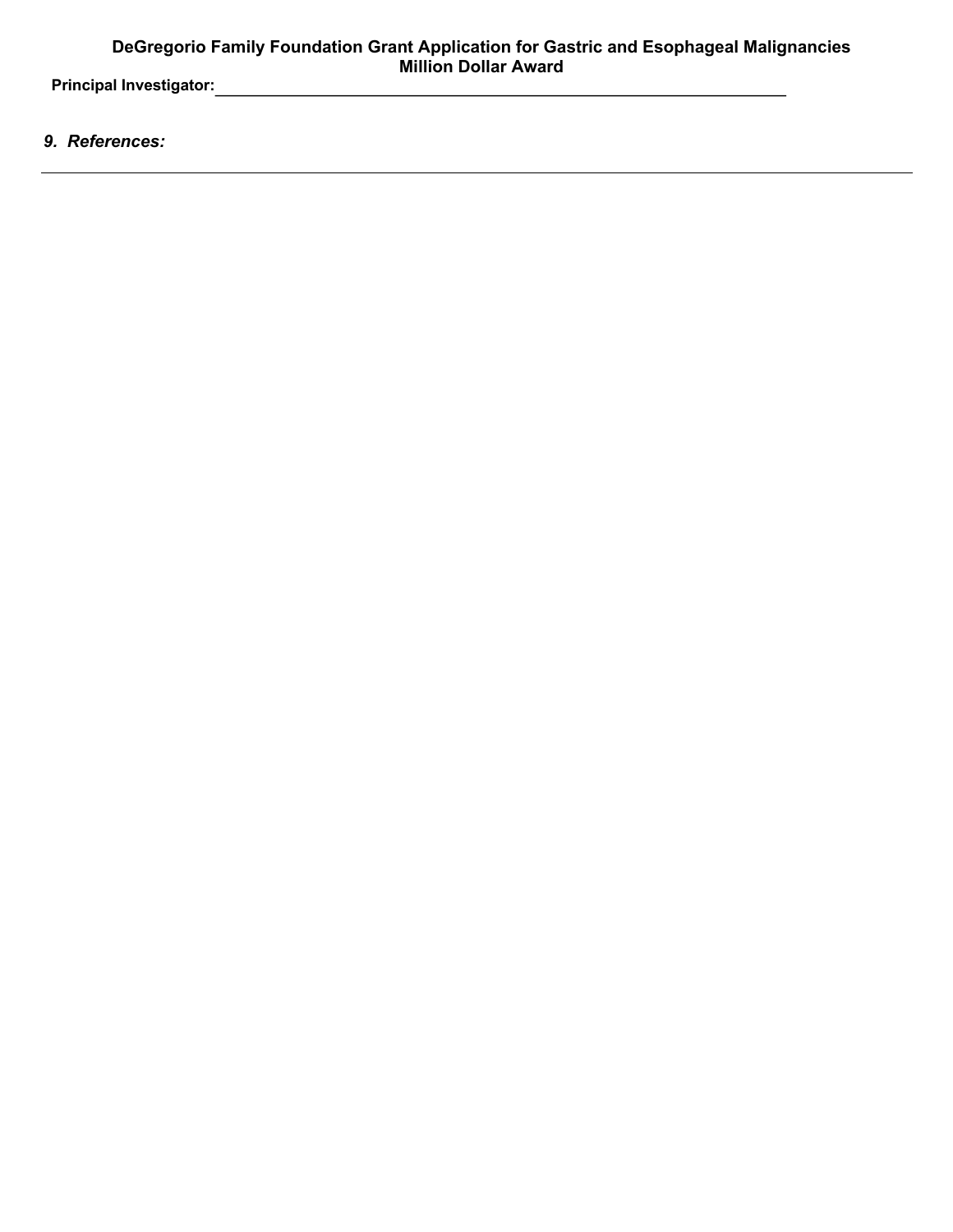**DeGregorio Family Foundation Grant Application for Gastric and Esophageal Malignancies**
**Million Dollar Award**

**Principal Investigator:**\_\_\_\_\_\_\_\_\_\_\_\_\_\_\_\_\_\_\_\_\_\_\_\_\_\_\_\_\_\_\_\_\_\_\_\_\_\_\_\_\_\_\_\_\_\_\_\_\_\_\_\_\_\_\_\_\_\_\_\_\_\_\_\_

***9. References:***

---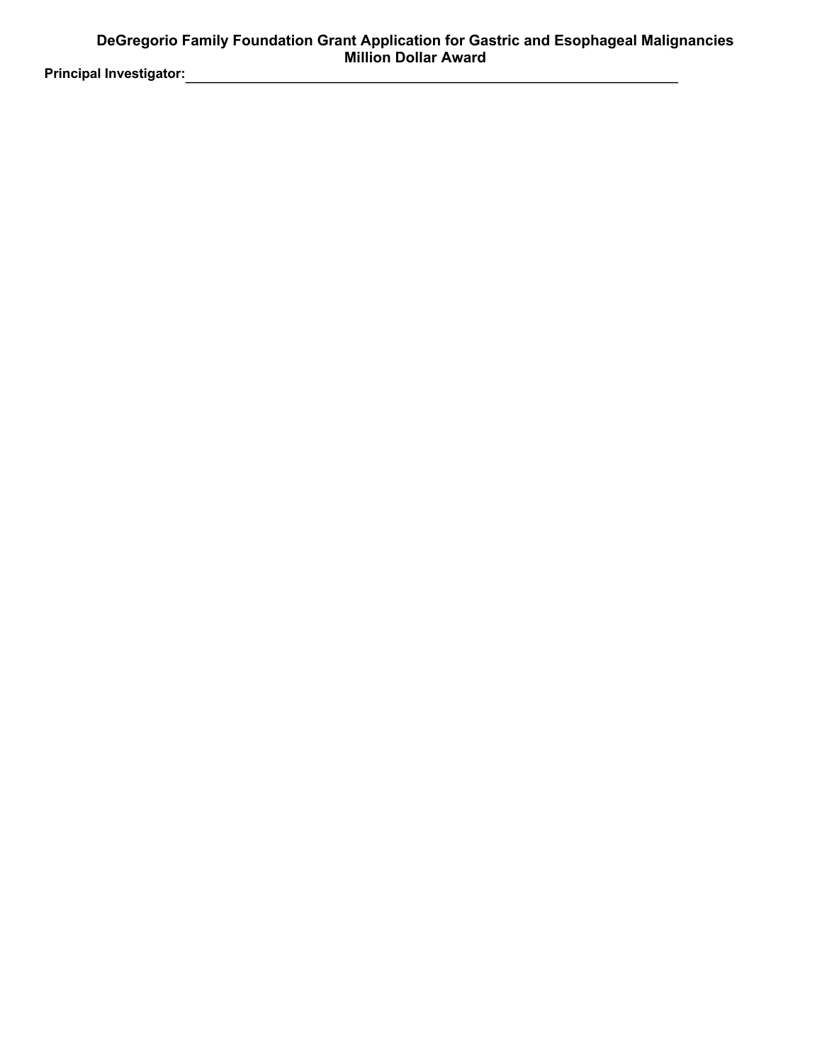**DeGregorio Family Foundation Grant Application for Gastric and Esophageal Malignancies**
**Million Dollar Award**

**Principal Investigator:**\_\_\_\_\_\_\_\_\_\_\_\_\_\_\_\_\_\_\_\_\_\_\_\_\_\_\_\_\_\_\_\_\_\_\_\_\_\_\_\_\_\_\_\_\_\_\_\_\_\_\_\_\_\_\_\_\_\_